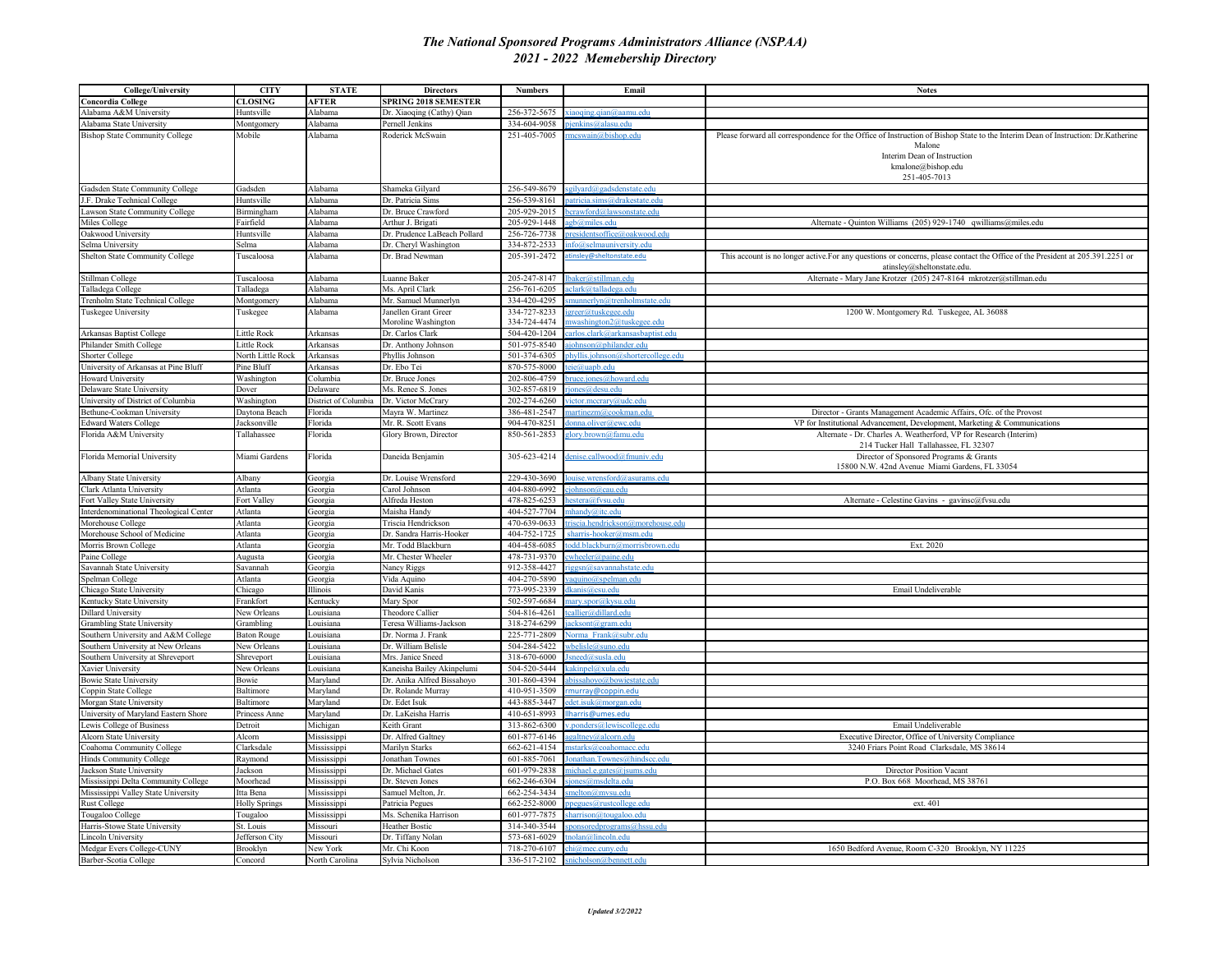# *The National Sponsored Programs Administrators Alliance (NSPAA)*
## *2021 - 2022 Memebership Directory*

| College/University | CITY | STATE | Directors | Numbers | Email | Notes |
|---|---|---|---|---|---|---|
| **Concordia College** | **CLOSING** | **AFTER** | **SPRING 2018 SEMESTER** | | | |
| Alabama A&M University | Huntsville | Alabama | Dr. Xiaoqing (Cathy) Qian | 256-372-5675 | xiaoqing.qian@aamu.edu | |
| Alabama State University | Montgomery | Alabama | Pernell Jenkins | 334-604-9058 | pjenkins@alasu.edu | |
| Bishop State Community College | Mobile | Alabama | Roderick McSwain | 251-405-7005 | rmcswain@bishop.edu | Please forward all correspondence for the Office of Instruction of Bishop State to the Interim Dean of Instruction: Dr.Katherine Malone Interim Dean of Instruction kmalone@bishop.edu 251-405-7013 |
| Gadsden State Community College | Gadsden | Alabama | Shameka Gilyard | 256-549-8679 | sgilyard@gadsdenstate.edu | |
| J.F. Drake Technical College | Huntsville | Alabama | Dr. Patricia Sims | 256-539-8161 | patricia.sims@drakestate.edu | |
| Lawson State Community College | Birmingham | Alabama | Dr. Bruce Crawford | 205-929-2015 | bcrawford@lawsonstate.edu | |
| Miles College | Fairfield | Alabama | Arthur J. Brigati | 205-929-1448 | agb@miles.edu | Alternate - Quinton Williams (205) 929-1740 qwilliams@miles.edu |
| Oakwood University | Huntsville | Alabama | Dr. Prudence LaBeach Pollard | 256-726-7738 | presidentsoffice@oakwood.edu | |
| Selma University | Selma | Alabama | Dr. Cheryl Washington | 334-872-2533 | info@selmauniversity.edu | |
| Shelton State Community College | Tuscaloosa | Alabama | Dr. Brad Newman | 205-391-2472 | atinsley@sheltonstate.edu | This account is no longer active.For any questions or concerns, please contact the Office of the President at 205.391.2251 or atinsley@sheltonstate.edu. |
| Stillman College | Tuscaloosa | Alabama | Luanne Baker | 205-247-8147 | lbaker@stillman.edu | Alternate - Mary Jane Krotzer (205) 247-8164 mkrotzer@stillman.edu |
| Talladega College | Talladega | Alabama | Ms. April Clark | 256-761-6205 | aclark@talladega.edu | |
| Trenholm State Technical College | Montgomery | Alabama | Mr. Samuel Munnerlyn | 334-420-4295 | smunnerlyn@trenholmstate.edu | |
| Tuskegee University | Tuskegee | Alabama | Janellen Grant Greer<br>Moroline Washington | 334-727-8233<br>334-724-4474 | jgreer@tuskegee.edu<br>mwashington2@tuskegee.edu | 1200 W. Montgomery Rd. Tuskegee, AL 36088 |
| Arkansas Baptist College | Little Rock | Arkansas | Dr. Carlos Clark | 504-420-1204 | carlos.clark@arkansasbaptist.edu | |
| Philander Smith College | Little Rock | Arkansas | Dr. Anthony Johnson | 501-975-8540 | ajohnson@philander.edu | |
| Shorter College | North Little Rock | Arkansas | Phyllis Johnson | 501-374-6305 | phyllis.johnson@shortercollege.edu | |
| University of Arkansas at Pine Bluff | Pine Bluff | Arkansas | Dr. Ebo Tei | 870-575-8000 | teie@uapb.edu | |
| Howard University | Washington | Columbia | Dr. Bruce Jones | 202-806-4759 | bruce.jones@howard.edu | |
| Delaware State University | Dover | Delaware | Ms. Renee S. Jones | 302-857-6819 | rjones@desu.edu | |
| University of District of Columbia | Washington | District of Columbia | Dr. Victor McCrary | 202-274-6260 | victor.mccrary@udc.edu | |
| Bethune-Cookman University | Daytona Beach | Florida | Mayra W. Martinez | 386-481-2547 | martinezm@cookman.edu | Director - Grants Management Academic Affairs, Ofc. of the Provost |
| Edward Waters College | Jacksonville | Florida | Mr. R. Scott Evans | 904-470-8251 | donna.oliver@ewc.edu | VP for Institutional Advancement, Development, Marketing & Communications |
| Florida A&M University | Tallahassee | Florida | Glory Brown, Director | 850-561-2853 | glory.brown@famu.edu | Alternate - Dr. Charles A. Weatherford, VP for Research (Interim) 214 Tucker Hall Tallahassee, FL 32307 |
| Florida Memorial University | Miami Gardens | Florida | Daneida Benjamin | 305-623-4214 | denise.callwood@fmuniv.edu | Director of Sponsored Programs & Grants 15800 N.W. 42nd Avenue Miami Gardens, FL 33054 |
| Albany State University | Albany | Georgia | Dr. Louise Wrensford | 229-430-3690 | louise.wrensford@asurams.edu | |
| Clark Atlanta University | Atlanta | Georgia | Carol Johnson | 404-880-6992 | cjohnson@cau.edu | |
| Fort Valley State University | Fort Valley | Georgia | Alfreda Heston | 478-825-6253 | hestera@fvsu.edu | Alternate - Celestine Gavins - gavinsc@fvsu.edu |
| Interdenominational Theological Center | Atlanta | Georgia | Maisha Handy | 404-527-7704 | mhandy@itc.edu | |
| Morehouse College | Atlanta | Georgia | Triscia Hendrickson | 470-639-0633 | triscia.hendrickson@morehouse.edu | |
| Morehouse School of Medicine | Atlanta | Georgia | Dr. Sandra Harris-Hooker | 404-752-1725 | sharris-hooker@msm.edu | |
| Morris Brown College | Atlanta | Georgia | Mr. Todd Blackburn | 404-458-6085 | todd.blackburn@morrisbrown.edu | Ext. 2020 |
| Paine College | Augusta | Georgia | Mr. Chester Wheeler | 478-731-9370 | cwheeler@paine.edu | |
| Savannah State University | Savannah | Georgia | Nancy Riggs | 912-358-4427 | riggsn@savannahstate.edu | |
| Spelman College | Atlanta | Georgia | Vida Aquino | 404-270-5890 | vaquino@spelman.edu | |
| Chicago State University | Chicago | Illinois | David Kanis | 773-995-2339 | dkanis@csu.edu | Email Undeliverable |
| Kentucky State University | Frankfort | Kentucky | Mary Spor | 502-597-6684 | mary.spor@kysu.edu | |
| Dillard University | New Orleans | Louisiana | Theodore Callier | 504-816-4261 | tcallier@dillard.edu | |
| Grambling State University | Grambling | Louisiana | Teresa Williams-Jackson | 318-274-6299 | jacksont@gram.edu | |
| Southern University and A&M College | Baton Rouge | Louisiana | Dr. Norma J. Frank | 225-771-2809 | Norma_Frank@subr.edu | |
| Southern University at New Orleans | New Orleans | Louisiana | Dr. William Belisle | 504-284-5422 | wbelisle@suno.edu | |
| Southern University at Shreveport | Shreveport | Louisiana | Mrs. Janice Sneed | 318-670-6000 | Jsneed@susla.edu | |
| Xavier University | New Orleans | Louisiana | Kaneisha Bailey Akinpelumi | 504-520-5444 | kakinpel@xula.edu | |
| Bowie State University | Bowie | Maryland | Dr. Anika Alfred Bissahoyo | 301-860-4394 | abissahoyo@bowiestate.edu | |
| Coppin State College | Baltimore | Maryland | Dr. Rolande Murray | 410-951-3509 | rmurray@coppin.edu | |
| Morgan State University | Baltimore | Maryland | Dr. Edet Isuk | 443-885-3447 | edet.isuk@morgan.edu | |
| University of Maryland Eastern Shore | Princess Anne | Maryland | Dr. LaKeisha Harris | 410-651-8993 | llharris@umes.edu | |
| Lewis College of Business | Detroit | Michigan | Keith Grant | 313-862-6300 | v.ponders@lewiscollege.edu | Email Undeliverable |
| Alcorn State University | Alcorn | Mississippi | Dr. Alfred Galtney | 601-877-6146 | agaltney@alcorn.edu | Executive Director, Office of University Compliance |
| Coahoma Community College | Clarksdale | Mississippi | Marilyn Starks | 662-621-4154 | mstarks@coahomacc.edu | 3240 Friars Point Road Clarksdale, MS 38614 |
| Hinds Community College | Raymond | Mississippi | Jonathan Townes | 601-885-7061 | Jonathan.Townes@hindscc.edu | |
| Jackson State University | Jackson | Mississippi | Dr. Michael Gates | 601-979-2838 | michael.e.gates@jsums.edu | Director Position Vacant |
| Mississippi Delta Community College | Moorhead | Mississippi | Dr. Steven Jones | 662-246-6304 | sjones@msdelta.edu | P.O. Box 668 Moorhead, MS 38761 |
| Mississippi Valley State University | Itta Bena | Mississippi | Samuel Melton, Jr. | 662-254-3434 | smelton@mvsu.edu | |
| Rust College | Holly Springs | Mississippi | Patricia Pegues | 662-252-8000 | ppegues@rustcollege.edu | ext. 401 |
| Tougaloo College | Tougaloo | Mississippi | Ms. Schenika Harrison | 601-977-7875 | sharrison@tougaloo.edu | |
| Harris-Stowe State University | St. Louis | Missouri | Heather Bostic | 314-340-3544 | sponsoredprograms@hssu.edu | |
| Lincoln University | Jefferson City | Missouri | Dr. Tiffany Nolan | 573-681-6029 | tnolan@lincoln.edu | |
| Medgar Evers College-CUNY | Brooklyn | New York | Mr. Chi Koon | 718-270-6107 | chi@mec.cuny.edu | 1650 Bedford Avenue, Room C-320 Brooklyn, NY 11225 |
| Barber-Scotia College | Concord | North Carolina | Sylvia Nicholson | 336-517-2102 | snicholson@bennett.edu | |

*Updated 3/2/2022*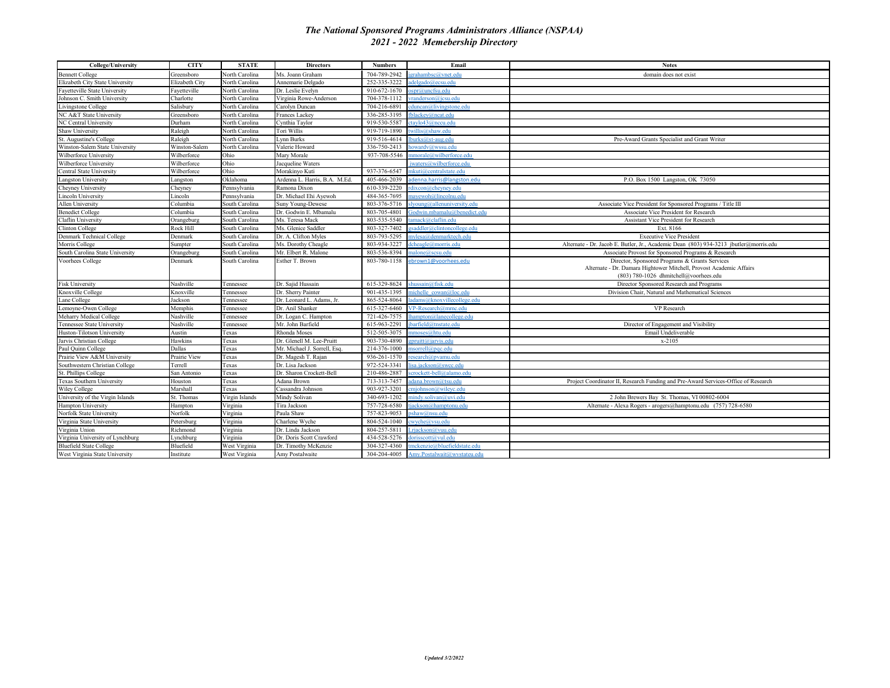## *The National Sponsored Programs Administrators Alliance (NSPAA)*
## *2021 - 2022 Memebership Directory*

| College/University | CITY | STATE | Directors | Numbers | Email | Notes |
|---|---|---|---|---|---|---|
| Bennett College | Greensboro | North Carolina | Ms. Joann Graham | 704-789-2942 | jgrahambsc@vnet.edu | domain does not exist |
| Elizabeth City State University | Elizabeth City | North Carolina | Annemarie Delgado | 252-335-3222 | adelgado@ecsu.edu | |
| Fayetteville State University | Fayetteville | North Carolina | Dr. Leslie Evelyn | 910-672-1670 | ospr@uncfsu.edu | |
| Johnson C. Smith University | Charlotte | North Carolina | Virginia Rowe-Anderson | 704-378-1112 | vranderson@jcsu.edu | |
| Livingstone College | Salisbury | North Carolina | Carolyn Duncan | 704-216-6891 | cduncan@livingstone.edu | |
| NC A&T State University | Greensboro | North Carolina | Frances Lackey | 336-285-3195 | fblackey@ncat.edu | |
| NC Central University | Durham | North Carolina | Cynthia Taylor | 919-530-5587 | ctaylo43@nccu.edu | |
| Shaw University | Raleigh | North Carolina | Tori Willis | 919-719-1890 | twillis@shaw.edu | |
| St. Augustine's College | Raleigh | North Carolina | Lynn Burks | 919-516-4614 | lburks@st-aug.edu | Pre-Award Grants Specialist and Grant Writer |
| Winston-Salem State University | Winston-Salem | North Carolina | Valerie Howard | 336-750-2413 | howardv@wssu.edu | |
| Wilberforce University | Wilberforce | Ohio | Mary Morale | 937-708-5546 | mmorale@wilberforce.edu | |
| Wilberforce University | Wilberforce | Ohio | Jacqueline Waters | | jwaters@wilberforce.edu | |
| Central State University | Wilberforce | Ohio | Morakinyo Kuti | 937-376-6547 | mkuti@centralstate.edu | |
| Langston University | Langston | Oklahoma | Ardenna L. Harris, B.A. M.Ed. | 405-466-2039 | adenna.harris@langston.edu | P.O. Box 1500 Langston, OK 73050 |
| Cheyney University | Cheyney | Pennsylvania | Ramona Dixon | 610-339-2220 | rdixcon@cheyney.edu | |
| Lincoln University | Lincoln | Pennsylvania | Dr. Michael Ehi Ayewoh | 484-365-7695 | mayewoh@lincolnu.edu | |
| Allen University | Columbia | South Carolina | Suny Young-Dewese | 803-376-5716 | slyoung@allenuniversity.edu | Associate Vice President for Sponsored Programs / Title III |
| Benedict College | Columbia | South Carolina | Dr. Godwin E. Mbamalu | 803-705-4801 | Godwin.mbamalu@benedict.edu | Associate Vice President for Research |
| Claflin University | Orangeburg | South Carolina | Ms. Teresa Mack | 803-535-5540 | tamack@claflin.edu | Assistant Vice President for Research |
| Clinton College | Rock Hill | South Carolina | Ms. Glenice Saddler | 803-327-7402 | gsaddler@clintoncollege.edu | Ext. 8166 |
| Denmark Technical College | Denmark | South Carolina | Dr. A. Clifton Myles | 803-793-5295 | mylesa@denmarktech.edu | Executive Vice President |
| Morris College | Sumpter | South Carolina | Ms. Dorothy Cheagle | 803-934-3227 | dcheagle@morris.edu | Alternate - Dr. Jacob E. Butler, Jr., Academic Dean (803) 934-3213 jbutler@morris.edu |
| South Carolina State University | Orangeburg | South Carolina | Mr. Elbert R. Malone | 803-536-8394 | malone@scsu.edu | Associate Provost for Sponsored Programs & Research |
| Voorhees College | Denmark | South Carolina | Esther T. Brown | 803-780-1158 | ebrown1@voorhees.edu | Director, Sponsored Programs & Grants Services<br>Alternate - Dr. Damara Hightower Mitchell, Provost Academic Affairs<br>(803) 780-1026 dhmitchell@voorhees.edu |
| Fisk University | Nashville | Tennessee | Dr. Sajid Hussain | 615-329-8624 | shussain@fisk.edu | Director Sponsored Research and Programs |
| Knoxville College | Knoxville | Tennessee | Dr. Sherry Painter | 901-435-1395 | michelle_cowan@loc.edu | Division Chair, Natural and Mathematical Sciences |
| Lane College | Jackson | Tennessee | Dr. Leonard L. Adams, Jr. | 865-524-8064 | ladams@knoxvillecollege.edu | |
| Lemoyne-Owen College | Memphis | Tennessee | Dr. Anil Shanker | 615-327-6460 | VP-Research@mmc.edu | VP Research |
| Meharry Medical College | Nashville | Tennessee | Dr. Logan C. Hampton | 721-426-7575 | lhampton@lanecollege.edu | |
| Tennessee State University | Nashville | Tennessee | Mr. John Barfield | 615-963-2291 | jbarfield@tnstate.edu | Director of Engagement and Visibility |
| Huston-Tilotson University | Austin | Texas | Rhonda Moses | 512-505-3075 | rnmoses@htu.edu | Email Undeliverable |
| Jarvis Christian College | Hawkins | Texas | Dr. Glenell M. Lee-Pruitt | 903-730-4890 | gpruitt@jarvis.edu | x-2105 |
| Paul Quinn College | Dallas | Texas | Mr. Michael J. Sorrell, Esq. | 214-376-1000 | msorrell@pqc.edu | |
| Prairie View A&M University | Prairie View | Texas | Dr. Magesh T. Rajan | 936-261-1570 | research@pvamu.edu | |
| Southwestern Christian College | Terrell | Texas | Dr. Lisa Jackson | 972-524-3341 | lisa.jackson@swcc.edu | |
| St. Phillips College | San Antonio | Texas | Dr. Sharon Crockett-Bell | 210-486-2887 | scrockett-bell@alamo.edu | |
| Texas Southern University | Houston | Texas | Adana Brown | 713-313-7457 | adana.brown@tsu.edu | Project Coordinator II, Research Funding and Pre-Award Services-Office of Research |
| Wiley College | Marshall | Texas | Cassandra Johnson | 903-927-3201 | cmjohnson@wileyc.edu | |
| University of the Virgin Islands | St. Thomas | Virgin Islands | Mindy Solivan | 340-693-1202 | mindy.solivan@uvi.edu | 2 John Brewers Bay St. Thomas, VI 00802-6004 |
| Hampton University | Hampton | Virginia | Tira Jackson | 757-728-6580 | tjackson@hamptonu.edu | Alternate - Alexa Rogers - arogers@hamptonu.edu (757) 728-6580 |
| Norfolk State University | Norfolk | Virginia | Paula Shaw | 757-823-9053 | pshaw@nsu.edu | |
| Virginia State University | Petersburg | Virginia | Charlene Wyche | 804-524-1040 | cwyche@vsu.edu | |
| Virginia Union | Richmond | Virginia | Dr. Linda Jackson | 804-257-5811 | Lrjackson@vuu.edu | |
| Virginia University of Lynchburg | Lynchburg | Virginia | Dr. Doris Scott Crawford | 434-528-5276 | dorisscott@vul.edu | |
| Bluefield State College | Bluefield | West Virginia | Dr. Timothy McKenzie | 304-327-4360 | tmckenzie@bluefieldstate.edu | |
| West Virginia State University | Institute | West Virginia | Amy Postalwaite | 304-204-4005 | Amy.Postalwait@wvstateu.edu | |

*Updated 3/2/2022*